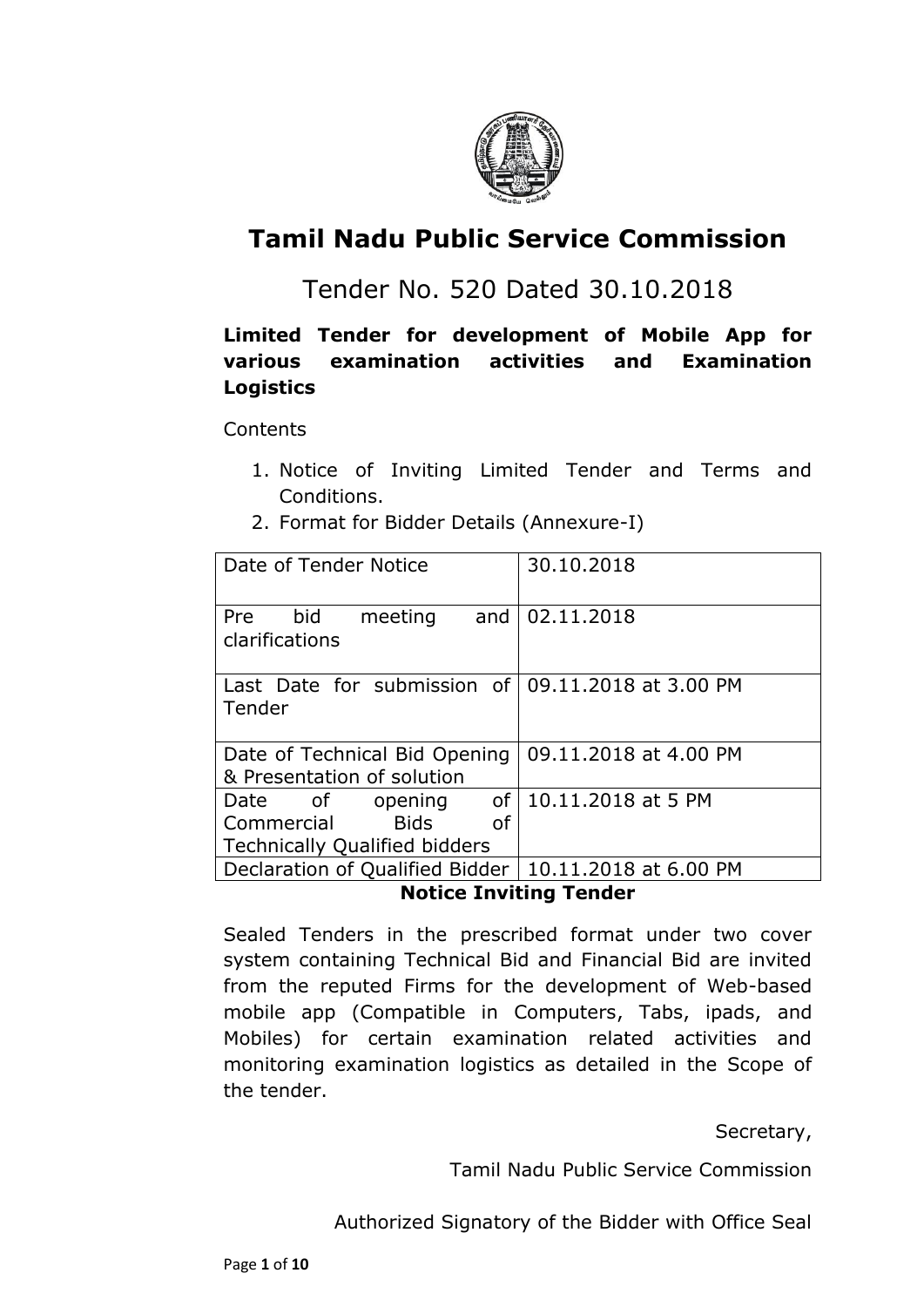# Tamil Nadu Public Service Commission

## Tender No. 520 Dated 30.10.2018

**Limited Tender for development of Mobile App for various examination activities and Examination Logistics**

Contents

1. Notice of Inviting Limited Tender and Terms and Conditions.
2. Format for Bidder Details (Annexure-I)

| Date of Tender Notice | 30.10.2018 |
|---|---|
| Pre bid meeting and clarifications | 02.11.2018 |
| Last Date for submission of Tender | 09.11.2018 at 3.00 PM |
| Date of Technical Bid Opening & Presentation of solution | 09.11.2018 at 4.00 PM |
| Date of opening of Commercial Bids of Technically Qualified bidders | 10.11.2018 at 5 PM |
| Declaration of Qualified Bidder | 10.11.2018 at 6.00 PM |

**Notice Inviting Tender**

Sealed Tenders in the prescribed format under two cover system containing Technical Bid and Financial Bid are invited from the reputed Firms for the development of Web-based mobile app (Compatible in Computers, Tabs, ipads, and Mobiles) for certain examination related activities and monitoring examination logistics as detailed in the Scope of the tender.

Secretary,

Tamil Nadu Public Service Commission

Authorized Signatory of the Bidder with Office Seal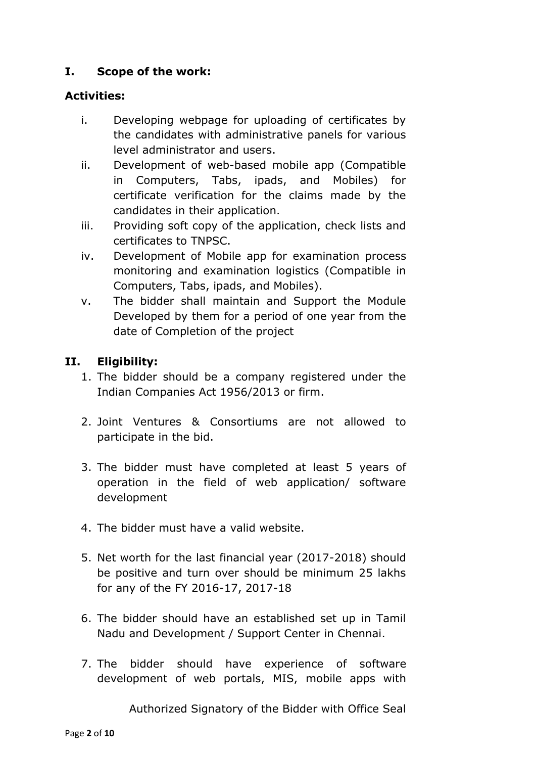## I. Scope of the work:

**Activities:**

i. Developing webpage for uploading of certificates by the candidates with administrative panels for various level administrator and users.
ii. Development of web-based mobile app (Compatible in Computers, Tabs, ipads, and Mobiles) for certificate verification for the claims made by the candidates in their application.
iii. Providing soft copy of the application, check lists and certificates to TNPSC.
iv. Development of Mobile app for examination process monitoring and examination logistics (Compatible in Computers, Tabs, ipads, and Mobiles).
v. The bidder shall maintain and Support the Module Developed by them for a period of one year from the date of Completion of the project

## II. Eligibility:

1. The bidder should be a company registered under the Indian Companies Act 1956/2013 or firm.

2. Joint Ventures & Consortiums are not allowed to participate in the bid.

3. The bidder must have completed at least 5 years of operation in the field of web application/ software development

4. The bidder must have a valid website.

5. Net worth for the last financial year (2017-2018) should be positive and turn over should be minimum 25 lakhs for any of the FY 2016-17, 2017-18

6. The bidder should have an established set up in Tamil Nadu and Development / Support Center in Chennai.

7. The bidder should have experience of software development of web portals, MIS, mobile apps with

Authorized Signatory of the Bidder with Office Seal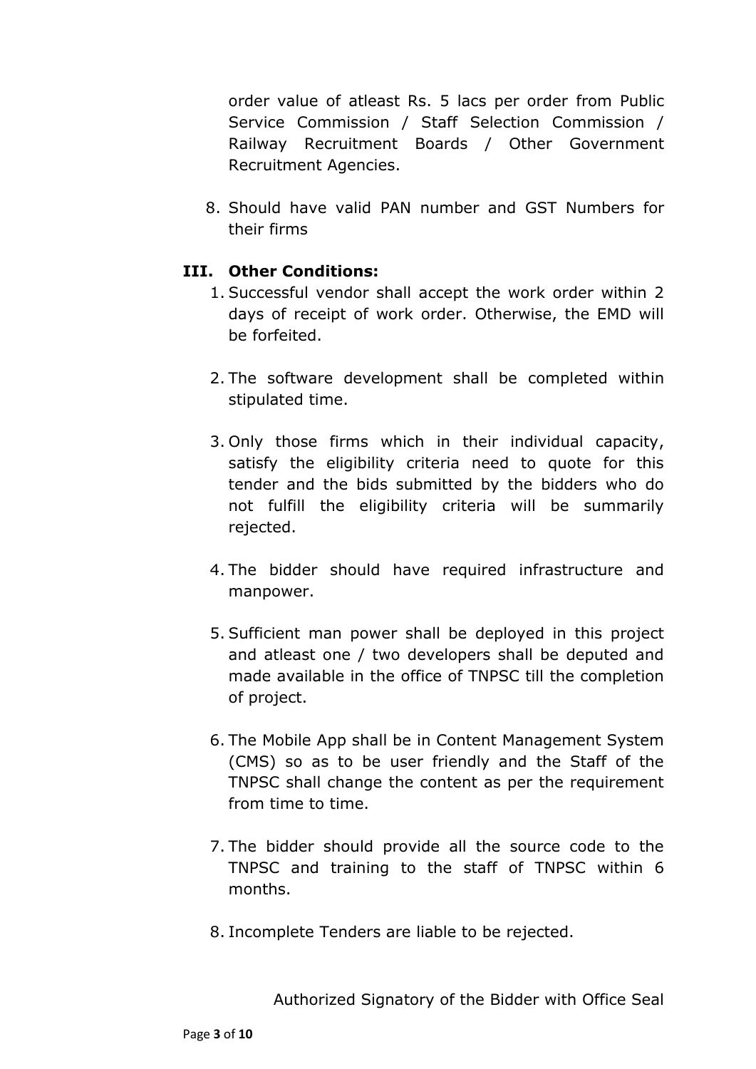order value of atleast Rs. 5 lacs per order from Public Service Commission / Staff Selection Commission / Railway Recruitment Boards / Other Government Recruitment Agencies.

8. Should have valid PAN number and GST Numbers for their firms

### III. Other Conditions:

1. Successful vendor shall accept the work order within 2 days of receipt of work order. Otherwise, the EMD will be forfeited.

2. The software development shall be completed within stipulated time.

3. Only those firms which in their individual capacity, satisfy the eligibility criteria need to quote for this tender and the bids submitted by the bidders who do not fulfill the eligibility criteria will be summarily rejected.

4. The bidder should have required infrastructure and manpower.

5. Sufficient man power shall be deployed in this project and atleast one / two developers shall be deputed and made available in the office of TNPSC till the completion of project.

6. The Mobile App shall be in Content Management System (CMS) so as to be user friendly and the Staff of the TNPSC shall change the content as per the requirement from time to time.

7. The bidder should provide all the source code to the TNPSC and training to the staff of TNPSC within 6 months.

8. Incomplete Tenders are liable to be rejected.

Authorized Signatory of the Bidder with Office Seal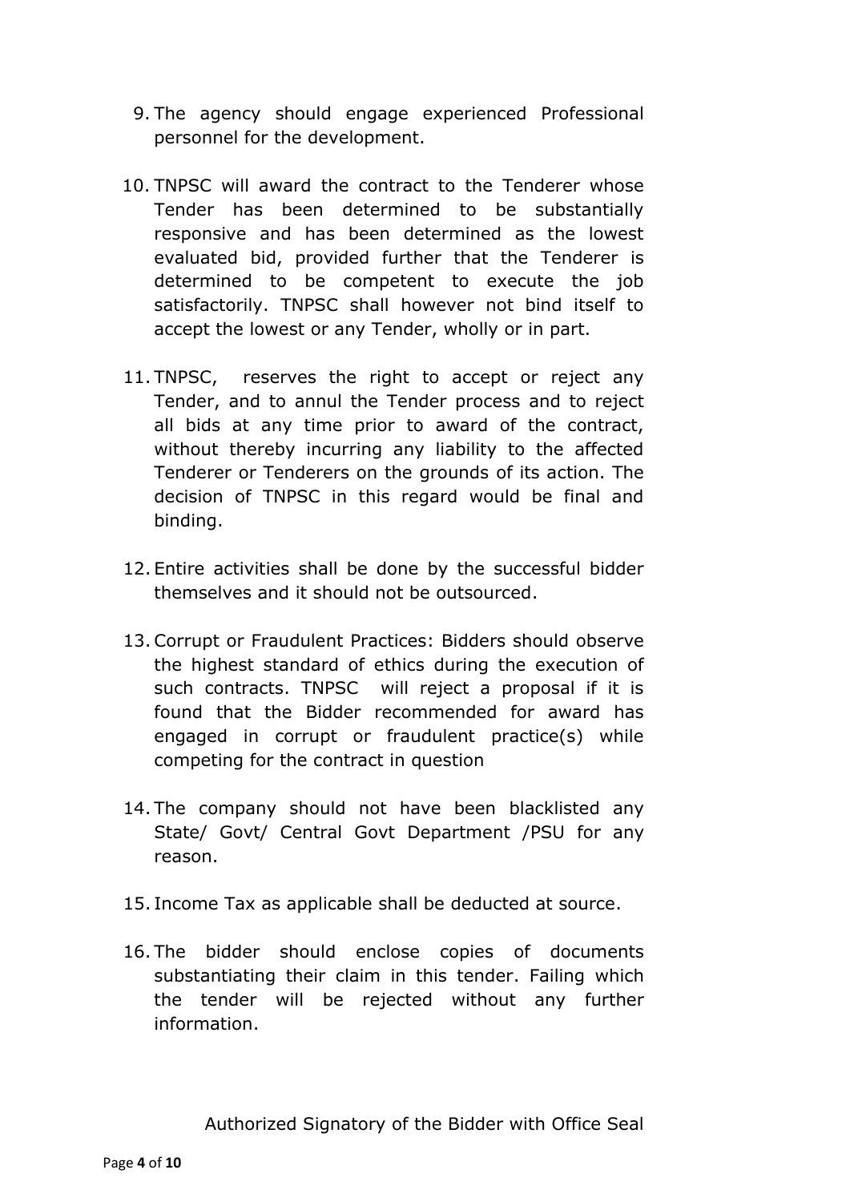9. The agency should engage experienced Professional personnel for the development.

10. TNPSC will award the contract to the Tenderer whose Tender has been determined to be substantially responsive and has been determined as the lowest evaluated bid, provided further that the Tenderer is determined to be competent to execute the job satisfactorily. TNPSC shall however not bind itself to accept the lowest or any Tender, wholly or in part.

11. TNPSC, reserves the right to accept or reject any Tender, and to annul the Tender process and to reject all bids at any time prior to award of the contract, without thereby incurring any liability to the affected Tenderer or Tenderers on the grounds of its action. The decision of TNPSC in this regard would be final and binding.

12. Entire activities shall be done by the successful bidder themselves and it should not be outsourced.

13. Corrupt or Fraudulent Practices: Bidders should observe the highest standard of ethics during the execution of such contracts. TNPSC will reject a proposal if it is found that the Bidder recommended for award has engaged in corrupt or fraudulent practice(s) while competing for the contract in question

14. The company should not have been blacklisted any State/ Govt/ Central Govt Department /PSU for any reason.

15. Income Tax as applicable shall be deducted at source.

16. The bidder should enclose copies of documents substantiating their claim in this tender. Failing which the tender will be rejected without any further information.

Authorized Signatory of the Bidder with Office Seal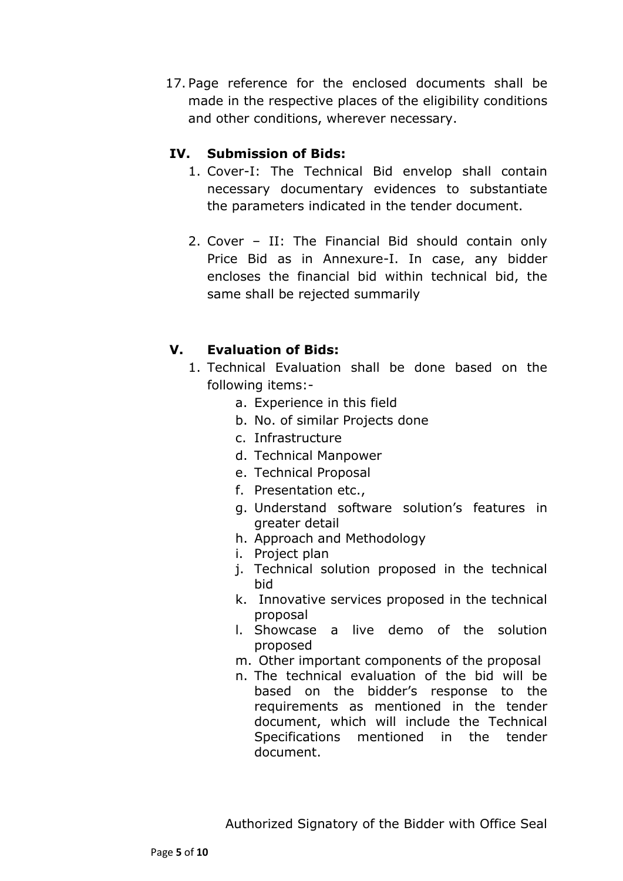17. Page reference for the enclosed documents shall be made in the respective places of the eligibility conditions and other conditions, wherever necessary.

## IV. Submission of Bids:

1. Cover-I: The Technical Bid envelop shall contain necessary documentary evidences to substantiate the parameters indicated in the tender document.

2. Cover – II: The Financial Bid should contain only Price Bid as in Annexure-I. In case, any bidder encloses the financial bid within technical bid, the same shall be rejected summarily

## V. Evaluation of Bids:

1. Technical Evaluation shall be done based on the following items:-
    a. Experience in this field
    b. No. of similar Projects done
    c. Infrastructure
    d. Technical Manpower
    e. Technical Proposal
    f. Presentation etc.,
    g. Understand software solution's features in greater detail
    h. Approach and Methodology
    i. Project plan
    j. Technical solution proposed in the technical bid
    k. Innovative services proposed in the technical proposal
    l. Showcase a live demo of the solution proposed
    m. Other important components of the proposal
    n. The technical evaluation of the bid will be based on the bidder's response to the requirements as mentioned in the tender document, which will include the Technical Specifications mentioned in the tender document.

Authorized Signatory of the Bidder with Office Seal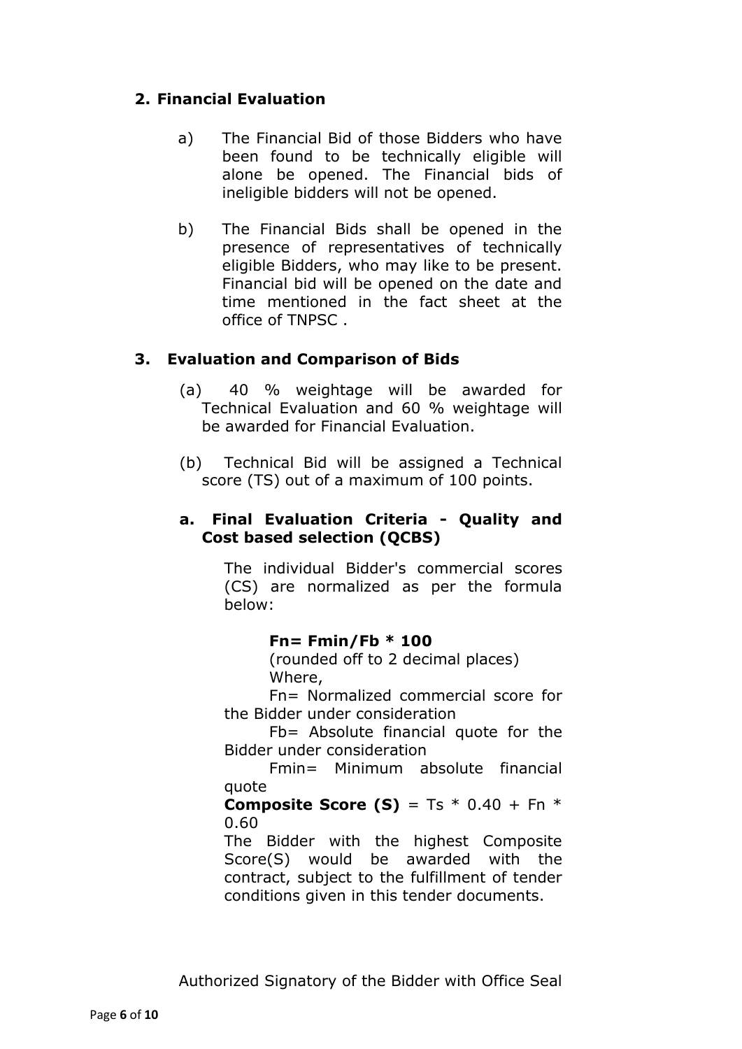## 2. Financial Evaluation

a) The Financial Bid of those Bidders who have been found to be technically eligible will alone be opened. The Financial bids of ineligible bidders will not be opened.

b) The Financial Bids shall be opened in the presence of representatives of technically eligible Bidders, who may like to be present. Financial bid will be opened on the date and time mentioned in the fact sheet at the office of TNPSC .

## 3. Evaluation and Comparison of Bids

(a) 40 % weightage will be awarded for Technical Evaluation and 60 % weightage will be awarded for Financial Evaluation.

(b) Technical Bid will be assigned a Technical score (TS) out of a maximum of 100 points.

### a. Final Evaluation Criteria - Quality and Cost based selection (QCBS)

The individual Bidder's commercial scores (CS) are normalized as per the formula below:

**Fn= Fmin/Fb * 100**

$$F_n = \frac{F_{min}}{F_b} \times 100$$

(rounded off to 2 decimal places)

Where,

Fn= Normalized commercial score for the Bidder under consideration

Fb= Absolute financial quote for the Bidder under consideration

Fmin= Minimum absolute financial quote

**Composite Score (S)** = Ts * 0.40 + Fn * 0.60

The Bidder with the highest Composite Score(S) would be awarded with the contract, subject to the fulfillment of tender conditions given in this tender documents.

Authorized Signatory of the Bidder with Office Seal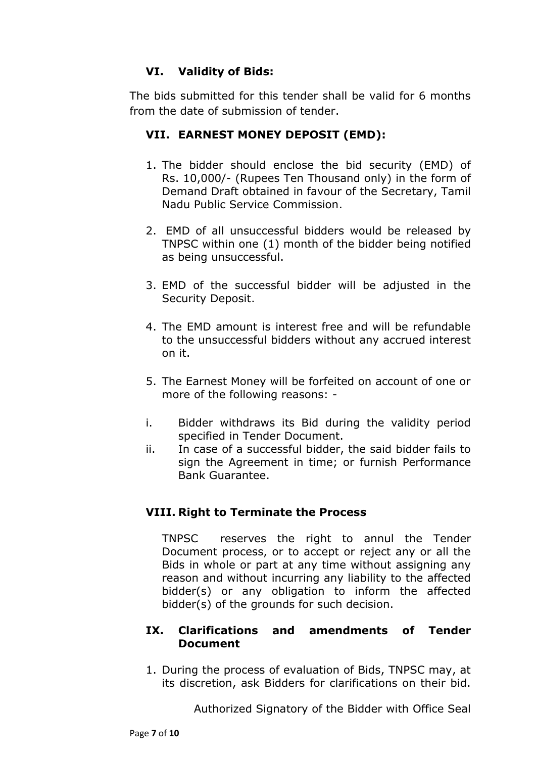### VI. Validity of Bids:

The bids submitted for this tender shall be valid for 6 months from the date of submission of tender.

### VII. EARNEST MONEY DEPOSIT (EMD):

1. The bidder should enclose the bid security (EMD) of Rs. 10,000/- (Rupees Ten Thousand only) in the form of Demand Draft obtained in favour of the Secretary, Tamil Nadu Public Service Commission.

2. EMD of all unsuccessful bidders would be released by TNPSC within one (1) month of the bidder being notified as being unsuccessful.

3. EMD of the successful bidder will be adjusted in the Security Deposit.

4. The EMD amount is interest free and will be refundable to the unsuccessful bidders without any accrued interest on it.

5. The Earnest Money will be forfeited on account of one or more of the following reasons: -

   i. Bidder withdraws its Bid during the validity period specified in Tender Document.
   ii. In case of a successful bidder, the said bidder fails to sign the Agreement in time; or furnish Performance Bank Guarantee.

### VIII. Right to Terminate the Process

TNPSC reserves the right to annul the Tender Document process, or to accept or reject any or all the Bids in whole or part at any time without assigning any reason and without incurring any liability to the affected bidder(s) or any obligation to inform the affected bidder(s) of the grounds for such decision.

### IX. Clarifications and amendments of Tender Document

1. During the process of evaluation of Bids, TNPSC may, at its discretion, ask Bidders for clarifications on their bid.

Authorized Signatory of the Bidder with Office Seal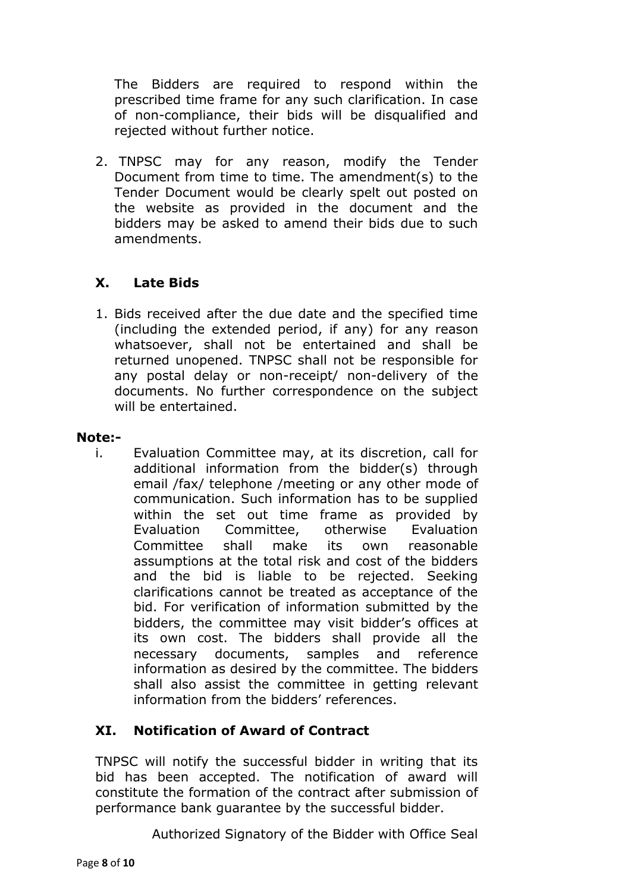The Bidders are required to respond within the prescribed time frame for any such clarification. In case of non-compliance, their bids will be disqualified and rejected without further notice.

2. TNPSC may for any reason, modify the Tender Document from time to time. The amendment(s) to the Tender Document would be clearly spelt out posted on the website as provided in the document and the bidders may be asked to amend their bids due to such amendments.

## X. Late Bids

1. Bids received after the due date and the specified time (including the extended period, if any) for any reason whatsoever, shall not be entertained and shall be returned unopened. TNPSC shall not be responsible for any postal delay or non-receipt/ non-delivery of the documents. No further correspondence on the subject will be entertained.

**Note:-**

i. Evaluation Committee may, at its discretion, call for additional information from the bidder(s) through email /fax/ telephone /meeting or any other mode of communication. Such information has to be supplied within the set out time frame as provided by Evaluation Committee, otherwise Evaluation Committee shall make its own reasonable assumptions at the total risk and cost of the bidders and the bid is liable to be rejected. Seeking clarifications cannot be treated as acceptance of the bid. For verification of information submitted by the bidders, the committee may visit bidder's offices at its own cost. The bidders shall provide all the necessary documents, samples and reference information as desired by the committee. The bidders shall also assist the committee in getting relevant information from the bidders' references.

## XI. Notification of Award of Contract

TNPSC will notify the successful bidder in writing that its bid has been accepted. The notification of award will constitute the formation of the contract after submission of performance bank guarantee by the successful bidder.

Authorized Signatory of the Bidder with Office Seal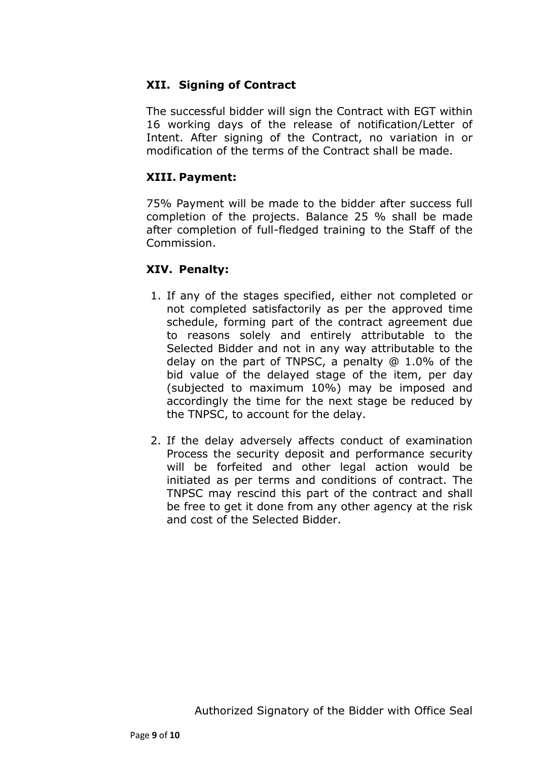### XII. Signing of Contract

The successful bidder will sign the Contract with EGT within 16 working days of the release of notification/Letter of Intent. After signing of the Contract, no variation in or modification of the terms of the Contract shall be made.

### XIII. Payment:

75% Payment will be made to the bidder after success full completion of the projects. Balance 25 % shall be made after completion of full-fledged training to the Staff of the Commission.

### XIV. Penalty:

1. If any of the stages specified, either not completed or not completed satisfactorily as per the approved time schedule, forming part of the contract agreement due to reasons solely and entirely attributable to the Selected Bidder and not in any way attributable to the delay on the part of TNPSC, a penalty @ 1.0% of the bid value of the delayed stage of the item, per day (subjected to maximum 10%) may be imposed and accordingly the time for the next stage be reduced by the TNPSC, to account for the delay.

2. If the delay adversely affects conduct of examination Process the security deposit and performance security will be forfeited and other legal action would be initiated as per terms and conditions of contract. The TNPSC may rescind this part of the contract and shall be free to get it done from any other agency at the risk and cost of the Selected Bidder.

Authorized Signatory of the Bidder with Office Seal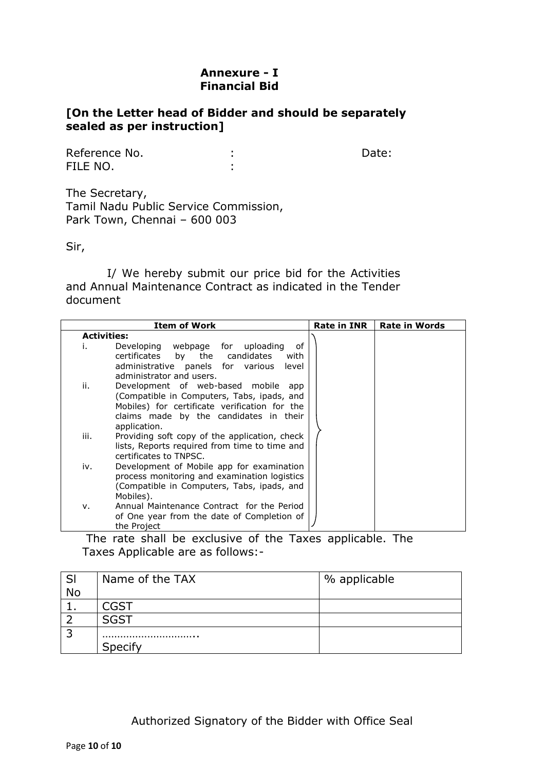**Annexure - I**
**Financial Bid**

**[On the Letter head of Bidder and should be separately sealed as per instruction]**

Reference No. : Date:
FILE NO. :

The Secretary,
Tamil Nadu Public Service Commission,
Park Town, Chennai – 600 003

Sir,

I/ We hereby submit our price bid for the Activities and Annual Maintenance Contract as indicated in the Tender document

| Item of Work | Rate in INR | Rate in Words |
|---|---|---|
| **Activities:** | | |
| i. Developing webpage for uploading of certificates by the candidates with administrative panels for various level administrator and users. | | |
| ii. Development of web-based mobile app (Compatible in Computers, Tabs, ipads, and Mobiles) for certificate verification for the claims made by the candidates in their application. | | |
| iii. Providing soft copy of the application, check lists, Reports required from time to time and certificates to TNPSC. | | |
| iv. Development of Mobile app for examination process monitoring and examination logistics (Compatible in Computers, Tabs, ipads, and Mobiles). | | |
| v. Annual Maintenance Contract for the Period of One year from the date of Completion of the Project | | |

The rate shall be exclusive of the Taxes applicable. The Taxes Applicable are as follows:-

| Sl No | Name of the TAX | % applicable |
|---|---|---|
| 1. | CGST | |
| 2 | SGST | |
| 3 | ………………………….. Specify | |

Authorized Signatory of the Bidder with Office Seal